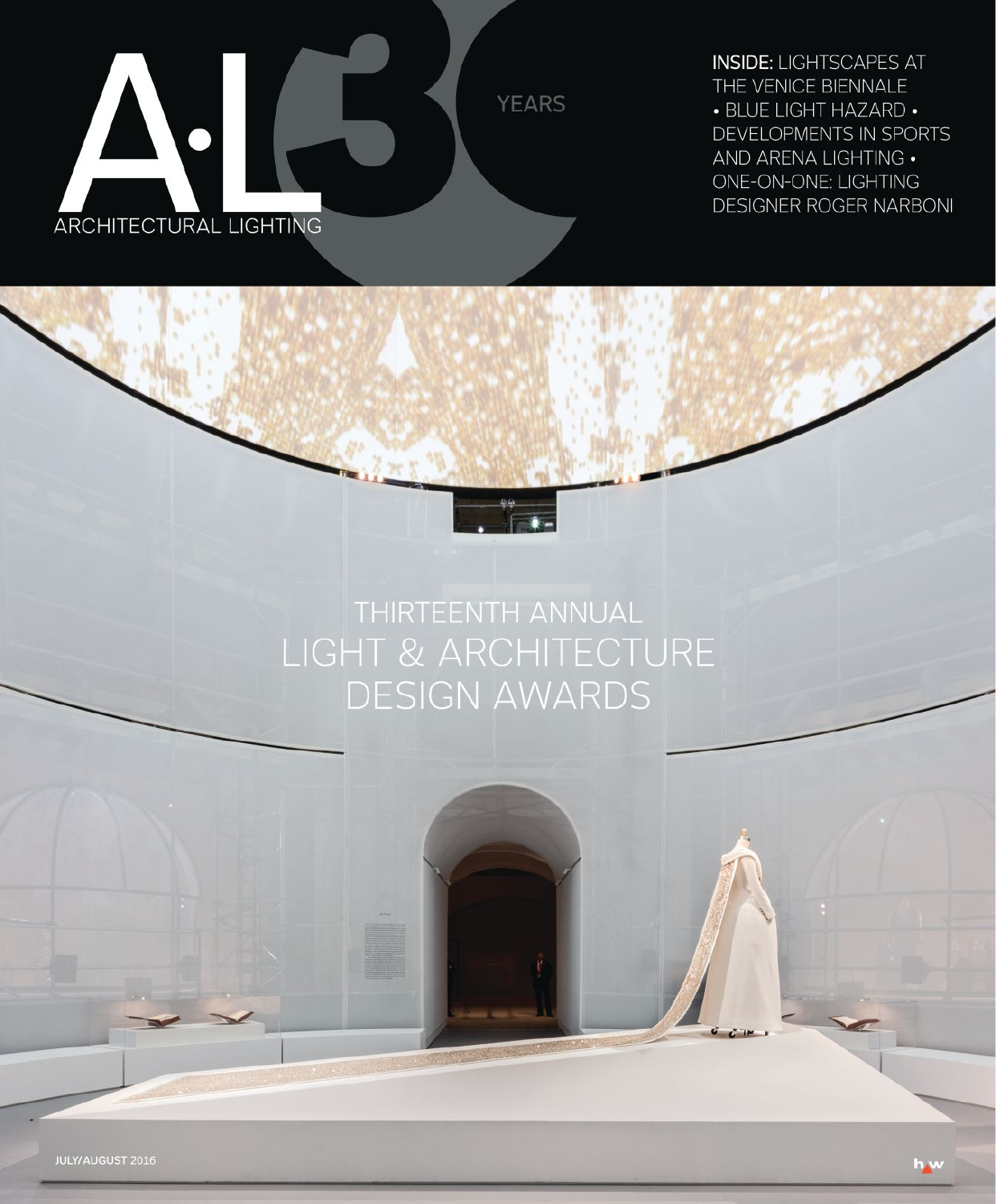# A·L ARCHITECTURAL LIGHTING

30 YEARS

**INSIDE:** LIGHTSCAPES AT THE VENICE BIENNALE • BLUE LIGHT HAZARD • DEVELOPMENTS IN SPORTS AND ARENA LIGHTING • ONE-ON-ONE: LIGHTING DESIGNER ROGER NARBONI

## THIRTEENTH ANNUAL LIGHT & ARCHITECTURE DESIGN AWARDS

JULY/AUGUST 2016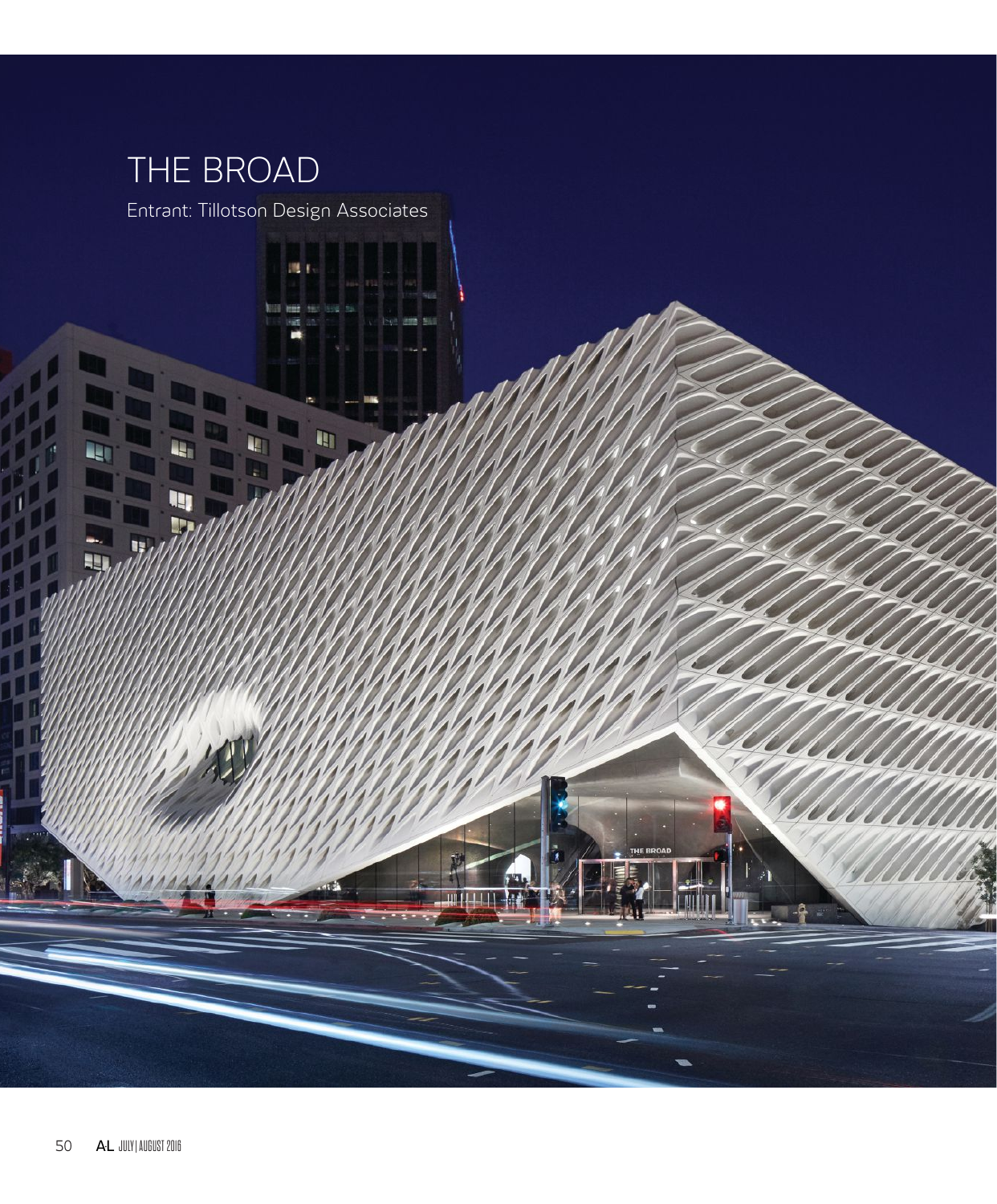# THE BROAD

Entrant: Tillotson Design Associates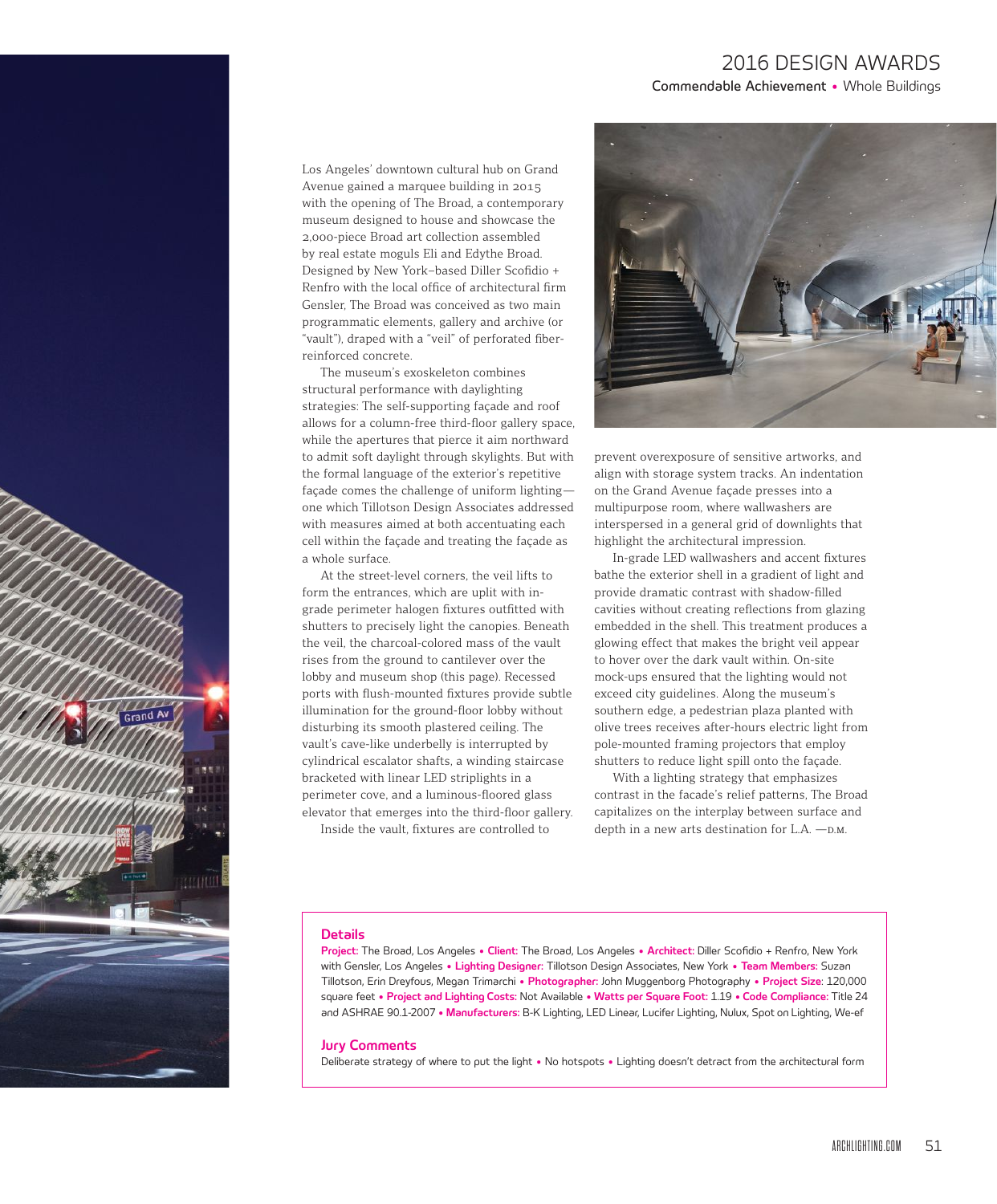## 2016 DESIGN AWARDS

**Commendable Achievement • Whole Buildings**

Los Angeles' downtown cultural hub on Grand Avenue gained a marquee building in 2015 with the opening of The Broad, a contemporary museum designed to house and showcase the 2,000-piece Broad art collection assembled by real estate moguls Eli and Edythe Broad. Designed by New York–based Diller Scofidio + Renfro with the local office of architectural firm Gensler, The Broad was conceived as two main programmatic elements, gallery and archive (or "vault"), draped with a "veil" of perforated fiber-reinforced concrete.

The museum's exoskeleton combines structural performance with daylighting strategies: The self-supporting façade and roof allows for a column-free third-floor gallery space, while the apertures that pierce it aim northward to admit soft daylight through skylights. But with the formal language of the exterior's repetitive façade comes the challenge of uniform lighting—one which Tillotson Design Associates addressed with measures aimed at both accentuating each cell within the façade and treating the façade as a whole surface.

At the street-level corners, the veil lifts to form the entrances, which are uplit with in-grade perimeter halogen fixtures outfitted with shutters to precisely light the canopies. Beneath the veil, the charcoal-colored mass of the vault rises from the ground to cantilever over the lobby and museum shop (this page). Recessed ports with flush-mounted fixtures provide subtle illumination for the ground-floor lobby without disturbing its smooth plastered ceiling. The vault's cave-like underbelly is interrupted by cylindrical escalator shafts, a winding staircase bracketed with linear LED striplights in a perimeter cove, and a luminous-floored glass elevator that emerges into the third-floor gallery.

Inside the vault, fixtures are controlled to prevent overexposure of sensitive artworks, and align with storage system tracks. An indentation on the Grand Avenue façade presses into a multipurpose room, where wallwashers are interspersed in a general grid of downlights that highlight the architectural impression.

In-grade LED wallwashers and accent fixtures bathe the exterior shell in a gradient of light and provide dramatic contrast with shadow-filled cavities without creating reflections from glazing embedded in the shell. This treatment produces a glowing effect that makes the bright veil appear to hover over the dark vault within. On-site mock-ups ensured that the lighting would not exceed city guidelines. Along the museum's southern edge, a pedestrian plaza planted with olive trees receives after-hours electric light from pole-mounted framing projectors that employ shutters to reduce light spill onto the façade.

With a lighting strategy that emphasizes contrast in the facade's relief patterns, The Broad capitalizes on the interplay between surface and depth in a new arts destination for L.A. —D.M.

### Details

**Project:** The Broad, Los Angeles • **Client:** The Broad, Los Angeles • **Architect:** Diller Scofidio + Renfro, New York with Gensler, Los Angeles • **Lighting Designer:** Tillotson Design Associates, New York • **Team Members:** Suzan Tillotson, Erin Dreyfous, Megan Trimarchi • **Photographer:** John Muggenborg Photography • **Project Size:** 120,000 square feet • **Project and Lighting Costs:** Not Available • **Watts per Square Foot:** 1.19 • **Code Compliance:** Title 24 and ASHRAE 90.1-2007 • **Manufacturers:** B-K Lighting, LED Linear, Lucifer Lighting, Nulux, Spot on Lighting, We-ef

### Jury Comments

Deliberate strategy of where to put the light • No hotspots • Lighting doesn't detract from the architectural form